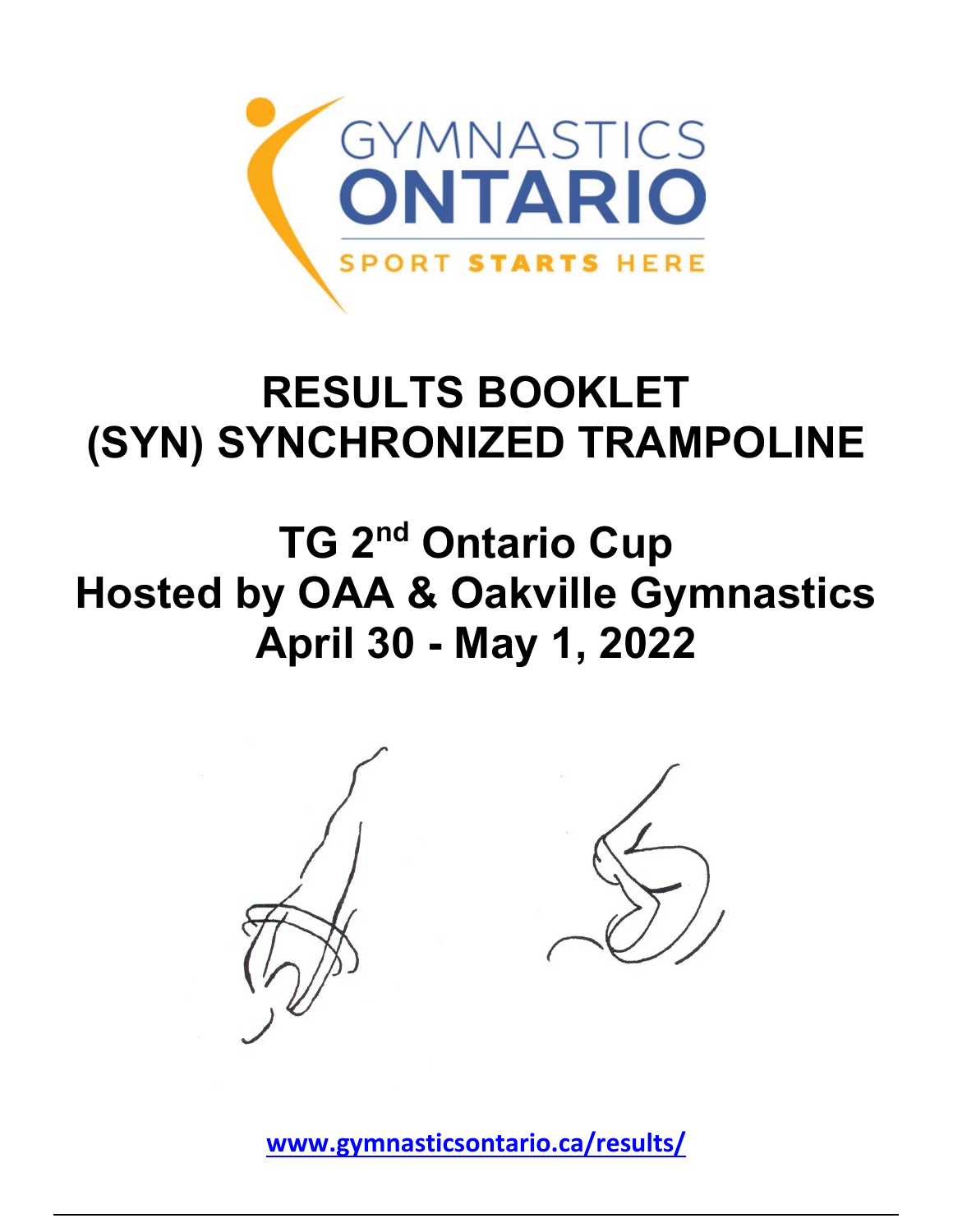GYMNASTICS ONTARIO

SPORT STARTS HERE

# RESULTS BOOKLET
# (SYN) SYNCHRONIZED TRAMPOLINE

## TG 2nd Ontario Cup
## Hosted by OAA & Oakville Gymnastics
## April 30 - May 1, 2022

www.gymnasticsontario.ca/results/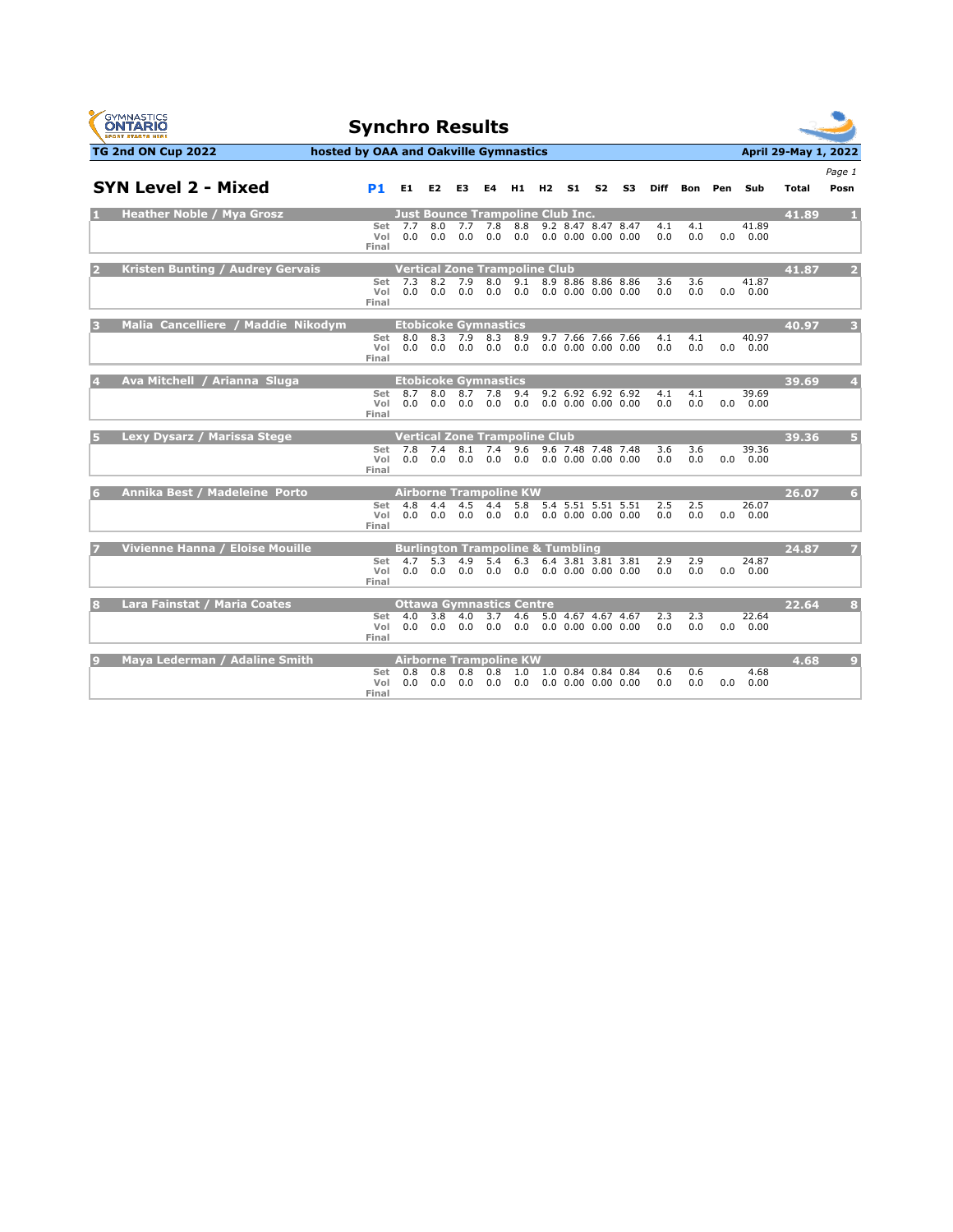# Synchro Results

**TG 2nd ON Cup 2022** | **hosted by OAA and Oakville Gymnastics** | **April 29-May 1, 2022**

## SYN Level 2 - Mixed

| # | Athletes / Club | | P1 | E1 | E2 | E3 | E4 | H1 | H2 | S1 | S2 | S3 | Diff | Bon | Pen | Sub | Total | Posn |
|---|---|---|---|---|---|---|---|---|---|---|---|---|---|---|---|---|---|---|
| 1 | Heather Noble / Mya Grosz | Just Bounce Trampoline Club Inc. | | | | | | | | | | | | | | | 41.89 | 1 |
| | | | Set | 7.7 | 8.0 | 7.7 | 7.8 | 8.8 | 9.2 | 8.47 | 8.47 | 8.47 | 4.1 | 4.1 | | 41.89 | | |
| | | | Vol | 0.0 | 0.0 | 0.0 | 0.0 | 0.0 | 0.0 | 0.00 | 0.00 | 0.00 | 0.0 | 0.0 | 0.0 | 0.00 | | |
| | | | Final | | | | | | | | | | | | | | | |
| 2 | Kristen Bunting / Audrey Gervais | Vertical Zone Trampoline Club | | | | | | | | | | | | | | | 41.87 | 2 |
| | | | Set | 7.3 | 8.2 | 7.9 | 8.0 | 9.1 | 8.9 | 8.86 | 8.86 | 8.86 | 3.6 | 3.6 | | 41.87 | | |
| | | | Vol | 0.0 | 0.0 | 0.0 | 0.0 | 0.0 | 0.0 | 0.00 | 0.00 | 0.00 | 0.0 | 0.0 | 0.0 | 0.00 | | |
| | | | Final | | | | | | | | | | | | | | | |
| 3 | Malia Cancelliere / Maddie Nikodym | Etobicoke Gymnastics | | | | | | | | | | | | | | | 40.97 | 3 |
| | | | Set | 8.0 | 8.3 | 7.9 | 8.3 | 8.9 | 9.7 | 7.66 | 7.66 | 7.66 | 4.1 | 4.1 | | 40.97 | | |
| | | | Vol | 0.0 | 0.0 | 0.0 | 0.0 | 0.0 | 0.0 | 0.00 | 0.00 | 0.00 | 0.0 | 0.0 | 0.0 | 0.00 | | |
| | | | Final | | | | | | | | | | | | | | | |
| 4 | Ava Mitchell / Arianna Sluga | Etobicoke Gymnastics | | | | | | | | | | | | | | | 39.69 | 4 |
| | | | Set | 8.7 | 8.0 | 8.7 | 7.8 | 9.4 | 9.2 | 6.92 | 6.92 | 6.92 | 4.1 | 4.1 | | 39.69 | | |
| | | | Vol | 0.0 | 0.0 | 0.0 | 0.0 | 0.0 | 0.0 | 0.00 | 0.00 | 0.00 | 0.0 | 0.0 | 0.0 | 0.00 | | |
| | | | Final | | | | | | | | | | | | | | | |
| 5 | Lexy Dysarz / Marissa Stege | Vertical Zone Trampoline Club | | | | | | | | | | | | | | | 39.36 | 5 |
| | | | Set | 7.8 | 7.4 | 8.1 | 7.4 | 9.6 | 9.6 | 7.48 | 7.48 | 7.48 | 3.6 | 3.6 | | 39.36 | | |
| | | | Vol | 0.0 | 0.0 | 0.0 | 0.0 | 0.0 | 0.0 | 0.00 | 0.00 | 0.00 | 0.0 | 0.0 | 0.0 | 0.00 | | |
| | | | Final | | | | | | | | | | | | | | | |
| 6 | Annika Best / Madeleine Porto | Airborne Trampoline KW | | | | | | | | | | | | | | | 26.07 | 6 |
| | | | Set | 4.8 | 4.4 | 4.5 | 4.4 | 5.8 | 5.4 | 5.51 | 5.51 | 5.51 | 2.5 | 2.5 | | 26.07 | | |
| | | | Vol | 0.0 | 0.0 | 0.0 | 0.0 | 0.0 | 0.0 | 0.00 | 0.00 | 0.00 | 0.0 | 0.0 | 0.0 | 0.00 | | |
| | | | Final | | | | | | | | | | | | | | | |
| 7 | Vivienne Hanna / Eloise Mouille | Burlington Trampoline & Tumbling | | | | | | | | | | | | | | | 24.87 | 7 |
| | | | Set | 4.7 | 5.3 | 4.9 | 5.4 | 6.3 | 6.4 | 3.81 | 3.81 | 3.81 | 2.9 | 2.9 | | 24.87 | | |
| | | | Vol | 0.0 | 0.0 | 0.0 | 0.0 | 0.0 | 0.0 | 0.00 | 0.00 | 0.00 | 0.0 | 0.0 | 0.0 | 0.00 | | |
| | | | Final | | | | | | | | | | | | | | | |
| 8 | Lara Fainstat / Maria Coates | Ottawa Gymnastics Centre | | | | | | | | | | | | | | | 22.64 | 8 |
| | | | Set | 4.0 | 3.8 | 4.0 | 3.7 | 4.6 | 5.0 | 4.67 | 4.67 | 4.67 | 2.3 | 2.3 | | 22.64 | | |
| | | | Vol | 0.0 | 0.0 | 0.0 | 0.0 | 0.0 | 0.0 | 0.00 | 0.00 | 0.00 | 0.0 | 0.0 | 0.0 | 0.00 | | |
| | | | Final | | | | | | | | | | | | | | | |
| 9 | Maya Lederman / Adaline Smith | Airborne Trampoline KW | | | | | | | | | | | | | | | 4.68 | 9 |
| | | | Set | 0.8 | 0.8 | 0.8 | 0.8 | 1.0 | 1.0 | 0.84 | 0.84 | 0.84 | 0.6 | 0.6 | | 4.68 | | |
| | | | Vol | 0.0 | 0.0 | 0.0 | 0.0 | 0.0 | 0.0 | 0.00 | 0.00 | 0.00 | 0.0 | 0.0 | 0.0 | 0.00 | | |
| | | | Final | | | | | | | | | | | | | | | |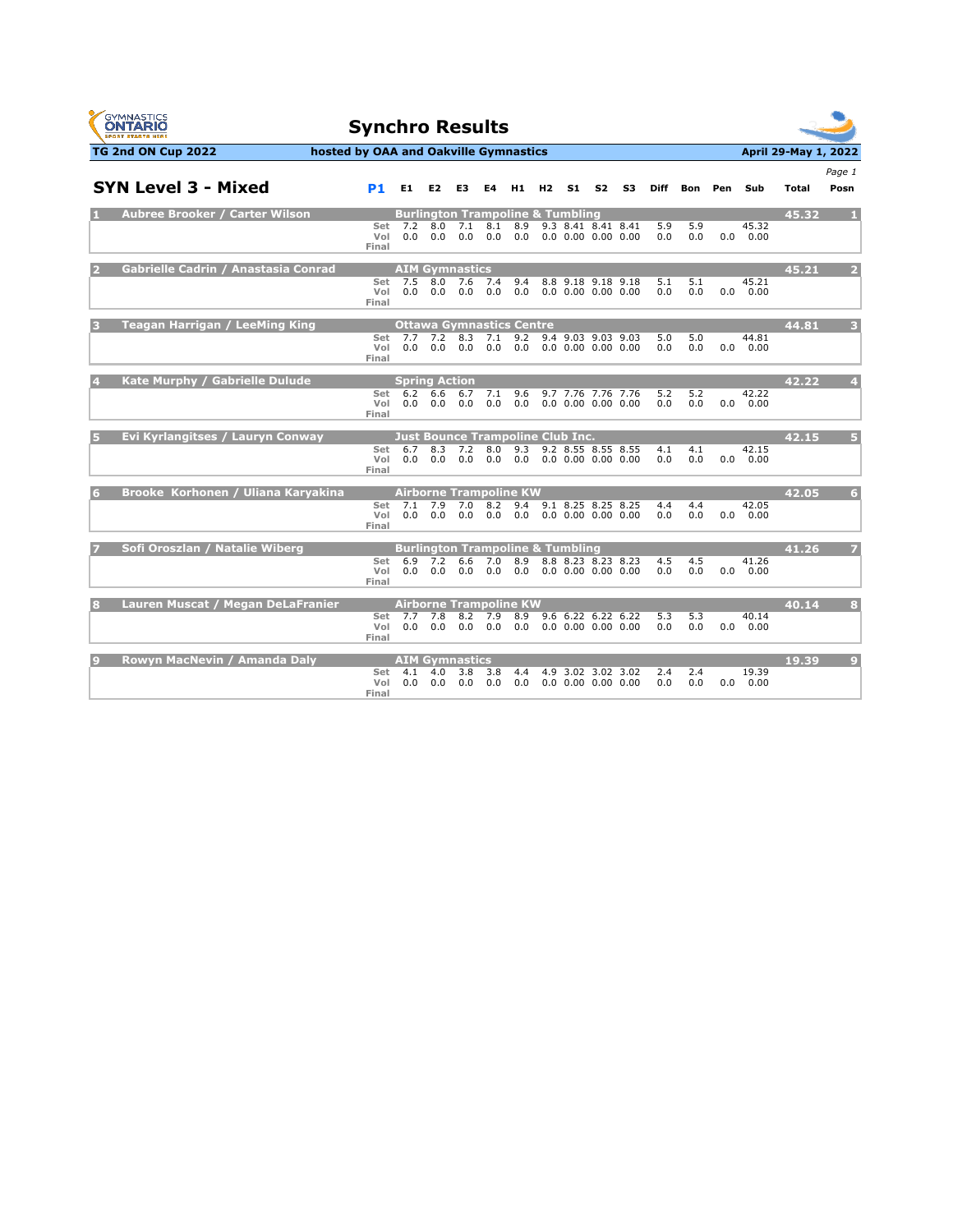# Synchro Results

**TG 2nd ON Cup 2022** — hosted by OAA and Oakville Gymnastics — April 29-May 1, 2022

## SYN Level 3 - Mixed

| # | Name / Club | P1 | E1 | E2 | E3 | E4 | H1 | H2 | S1 | S2 | S3 | Diff | Bon | Pen | Sub | Total | Posn |
|---|---|---|---|---|---|---|---|---|---|---|---|---|---|---|---|---|---|
| 1 | Aubree Brooker / Carter Wilson — Burlington Trampoline & Tumbling | | | | | | | | | | | | | | | 45.32 | 1 |
| | | Set | 7.2 | 8.0 | 7.1 | 8.1 | 8.9 | 9.3 | 8.41 | 8.41 | 8.41 | 5.9 | 5.9 | | 45.32 | | |
| | | Vol | 0.0 | 0.0 | 0.0 | 0.0 | 0.0 | 0.0 | 0.00 | 0.00 | 0.00 | 0.0 | 0.0 | 0.0 | 0.00 | | |
| | | Final | | | | | | | | | | | | | | | |
| 2 | Gabrielle Cadrin / Anastasia Conrad — AIM Gymnastics | | | | | | | | | | | | | | | 45.21 | 2 |
| | | Set | 7.5 | 8.0 | 7.6 | 7.4 | 9.4 | 8.8 | 9.18 | 9.18 | 9.18 | 5.1 | 5.1 | | 45.21 | | |
| | | Vol | 0.0 | 0.0 | 0.0 | 0.0 | 0.0 | 0.0 | 0.00 | 0.00 | 0.00 | 0.0 | 0.0 | 0.0 | 0.00 | | |
| | | Final | | | | | | | | | | | | | | | |
| 3 | Teagan Harrigan / LeeMing King — Ottawa Gymnastics Centre | | | | | | | | | | | | | | | 44.81 | 3 |
| | | Set | 7.7 | 7.2 | 8.3 | 7.1 | 9.2 | 9.4 | 9.03 | 9.03 | 9.03 | 5.0 | 5.0 | | 44.81 | | |
| | | Vol | 0.0 | 0.0 | 0.0 | 0.0 | 0.0 | 0.0 | 0.00 | 0.00 | 0.00 | 0.0 | 0.0 | 0.0 | 0.00 | | |
| | | Final | | | | | | | | | | | | | | | |
| 4 | Kate Murphy / Gabrielle Dulude — Spring Action | | | | | | | | | | | | | | | 42.22 | 4 |
| | | Set | 6.2 | 6.6 | 6.7 | 7.1 | 9.6 | 9.7 | 7.76 | 7.76 | 7.76 | 5.2 | 5.2 | | 42.22 | | |
| | | Vol | 0.0 | 0.0 | 0.0 | 0.0 | 0.0 | 0.0 | 0.00 | 0.00 | 0.00 | 0.0 | 0.0 | 0.0 | 0.00 | | |
| | | Final | | | | | | | | | | | | | | | |
| 5 | Evi Kyrlangitses / Lauryn Conway — Just Bounce Trampoline Club Inc. | | | | | | | | | | | | | | | 42.15 | 5 |
| | | Set | 6.7 | 8.3 | 7.2 | 8.0 | 9.3 | 9.2 | 8.55 | 8.55 | 8.55 | 4.1 | 4.1 | | 42.15 | | |
| | | Vol | 0.0 | 0.0 | 0.0 | 0.0 | 0.0 | 0.0 | 0.00 | 0.00 | 0.00 | 0.0 | 0.0 | 0.0 | 0.00 | | |
| | | Final | | | | | | | | | | | | | | | |
| 6 | Brooke Korhonen / Uliana Karyakina — Airborne Trampoline KW | | | | | | | | | | | | | | | 42.05 | 6 |
| | | Set | 7.1 | 7.9 | 7.0 | 8.2 | 9.4 | 9.1 | 8.25 | 8.25 | 8.25 | 4.4 | 4.4 | | 42.05 | | |
| | | Vol | 0.0 | 0.0 | 0.0 | 0.0 | 0.0 | 0.0 | 0.00 | 0.00 | 0.00 | 0.0 | 0.0 | 0.0 | 0.00 | | |
| | | Final | | | | | | | | | | | | | | | |
| 7 | Sofi Oroszlan / Natalie Wiberg — Burlington Trampoline & Tumbling | | | | | | | | | | | | | | | 41.26 | 7 |
| | | Set | 6.9 | 7.2 | 6.6 | 7.0 | 8.9 | 8.8 | 8.23 | 8.23 | 8.23 | 4.5 | 4.5 | | 41.26 | | |
| | | Vol | 0.0 | 0.0 | 0.0 | 0.0 | 0.0 | 0.0 | 0.00 | 0.00 | 0.00 | 0.0 | 0.0 | 0.0 | 0.00 | | |
| | | Final | | | | | | | | | | | | | | | |
| 8 | Lauren Muscat / Megan DeLaFranier — Airborne Trampoline KW | | | | | | | | | | | | | | | 40.14 | 8 |
| | | Set | 7.7 | 7.8 | 8.2 | 7.9 | 8.9 | 9.6 | 6.22 | 6.22 | 6.22 | 5.3 | 5.3 | | 40.14 | | |
| | | Vol | 0.0 | 0.0 | 0.0 | 0.0 | 0.0 | 0.0 | 0.00 | 0.00 | 0.00 | 0.0 | 0.0 | 0.0 | 0.00 | | |
| | | Final | | | | | | | | | | | | | | | |
| 9 | Rowyn MacNevin / Amanda Daly — AIM Gymnastics | | | | | | | | | | | | | | | 19.39 | 9 |
| | | Set | 4.1 | 4.0 | 3.8 | 3.8 | 4.4 | 4.9 | 3.02 | 3.02 | 3.02 | 2.4 | 2.4 | | 19.39 | | |
| | | Vol | 0.0 | 0.0 | 0.0 | 0.0 | 0.0 | 0.0 | 0.00 | 0.00 | 0.00 | 0.0 | 0.0 | 0.0 | 0.00 | | |
| | | Final | | | | | | | | | | | | | | | |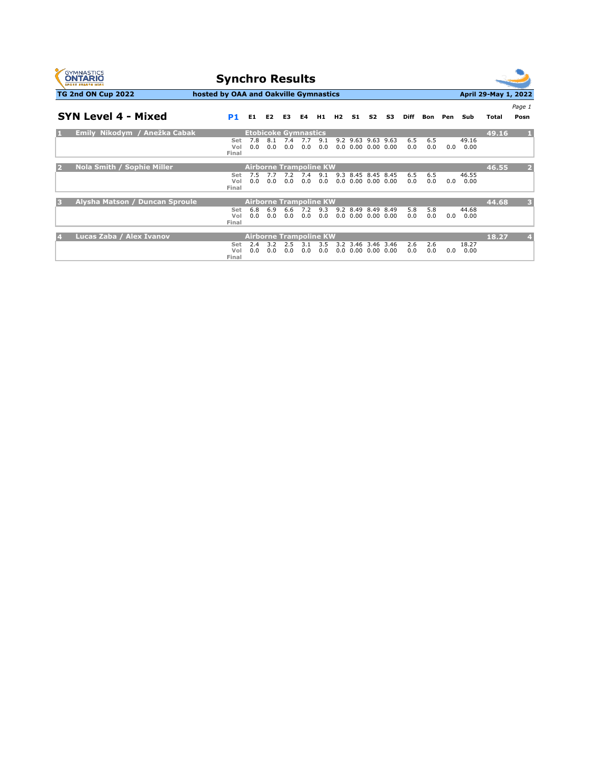# Synchro Results

**TG 2nd ON Cup 2022** — **hosted by OAA and Oakville Gymnastics** — **April 29-May 1, 2022**

## SYN Level 4 - Mixed

| # | Name / Club | P1 | E1 | E2 | E3 | E4 | H1 | H2 | S1 | S2 | S3 | Diff | Bon | Pen | Sub | Total | Posn |
|---|---|---|---|---|---|---|---|---|---|---|---|---|---|---|---|---|---|
| 1 | Emily Nikodym / Anežka Cabak — Etobicoke Gymnastics | | | | | | | | | | | | | | | 49.16 | 1 |
| | | Set | 7.8 | 8.1 | 7.4 | 7.7 | 9.1 | 9.2 | 9.63 | 9.63 | 9.63 | 6.5 | 6.5 | | 49.16 | | |
| | | Vol | 0.0 | 0.0 | 0.0 | 0.0 | 0.0 | 0.0 | 0.00 | 0.00 | 0.00 | 0.0 | 0.0 | 0.0 | 0.00 | | |
| | | Final | | | | | | | | | | | | | | | |
| 2 | Nola Smith / Sophie Miller — Airborne Trampoline KW | | | | | | | | | | | | | | | 46.55 | 2 |
| | | Set | 7.5 | 7.7 | 7.2 | 7.4 | 9.1 | 9.3 | 8.45 | 8.45 | 8.45 | 6.5 | 6.5 | | 46.55 | | |
| | | Vol | 0.0 | 0.0 | 0.0 | 0.0 | 0.0 | 0.0 | 0.00 | 0.00 | 0.00 | 0.0 | 0.0 | 0.0 | 0.00 | | |
| | | Final | | | | | | | | | | | | | | | |
| 3 | Alysha Matson / Duncan Sproule — Airborne Trampoline KW | | | | | | | | | | | | | | | 44.68 | 3 |
| | | Set | 6.8 | 6.9 | 6.6 | 7.2 | 9.3 | 9.2 | 8.49 | 8.49 | 8.49 | 5.8 | 5.8 | | 44.68 | | |
| | | Vol | 0.0 | 0.0 | 0.0 | 0.0 | 0.0 | 0.0 | 0.00 | 0.00 | 0.00 | 0.0 | 0.0 | 0.0 | 0.00 | | |
| | | Final | | | | | | | | | | | | | | | |
| 4 | Lucas Zaba / Alex Ivanov — Airborne Trampoline KW | | | | | | | | | | | | | | | 18.27 | 4 |
| | | Set | 2.4 | 3.2 | 2.5 | 3.1 | 3.5 | 3.2 | 3.46 | 3.46 | 3.46 | 2.6 | 2.6 | | 18.27 | | |
| | | Vol | 0.0 | 0.0 | 0.0 | 0.0 | 0.0 | 0.0 | 0.00 | 0.00 | 0.00 | 0.0 | 0.0 | 0.0 | 0.00 | | |
| | | Final | | | | | | | | | | | | | | | |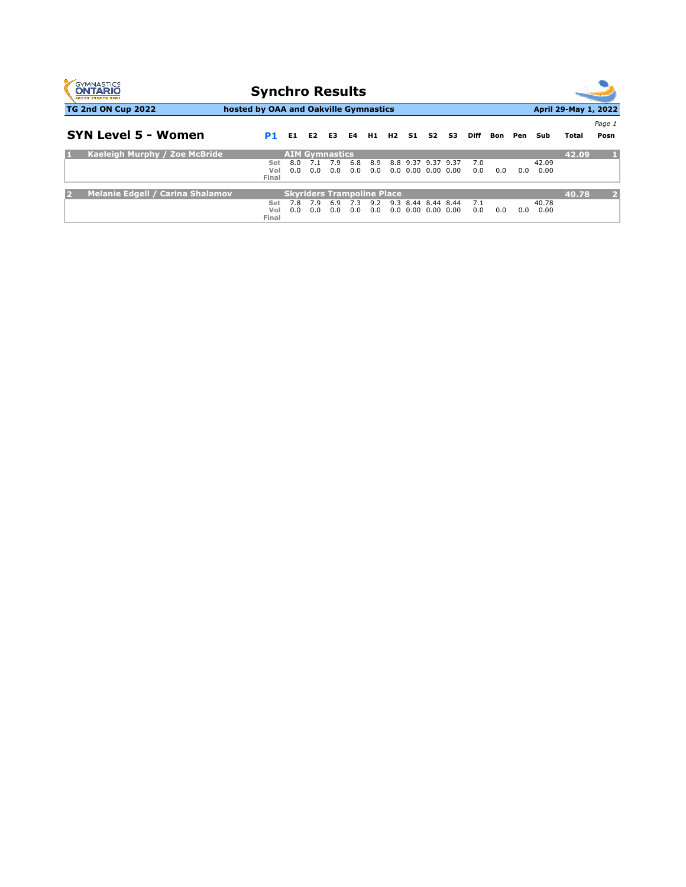# Synchro Results

**TG 2nd ON Cup 2022** | **hosted by OAA and Oakville Gymnastics** | **April 29-May 1, 2022**

## SYN Level 5 - Women

| | | P1 | E1 | E2 | E3 | E4 | H1 | H2 | S1 | S2 | S3 | Diff | Bon | Pen | Sub | Total | Posn |
|---|---|---|---|---|---|---|---|---|---|---|---|---|---|---|---|---|---|
| **1** | **Kaeleigh Murphy / Zoe McBride** | **AIM Gymnastics** | | | | | | | | | | | | | | **42.09** | **1** |
| | | Set | 8.0 | 7.1 | 7.9 | 6.8 | 8.9 | 8.8 | 9.37 | 9.37 | 9.37 | 7.0 | | | 42.09 | | |
| | | Vol | 0.0 | 0.0 | 0.0 | 0.0 | 0.0 | 0.0 | 0.00 | 0.00 | 0.00 | 0.0 | 0.0 | 0.0 | 0.00 | | |
| | | Final | | | | | | | | | | | | | | | |
| **2** | **Melanie Edgell / Carina Shalamov** | **Skyriders Trampoline Place** | | | | | | | | | | | | | | **40.78** | **2** |
| | | Set | 7.8 | 7.9 | 6.9 | 7.3 | 9.2 | 9.3 | 8.44 | 8.44 | 8.44 | 7.1 | | | 40.78 | | |
| | | Vol | 0.0 | 0.0 | 0.0 | 0.0 | 0.0 | 0.0 | 0.00 | 0.00 | 0.00 | 0.0 | 0.0 | 0.0 | 0.00 | | |
| | | Final | | | | | | | | | | | | | | | |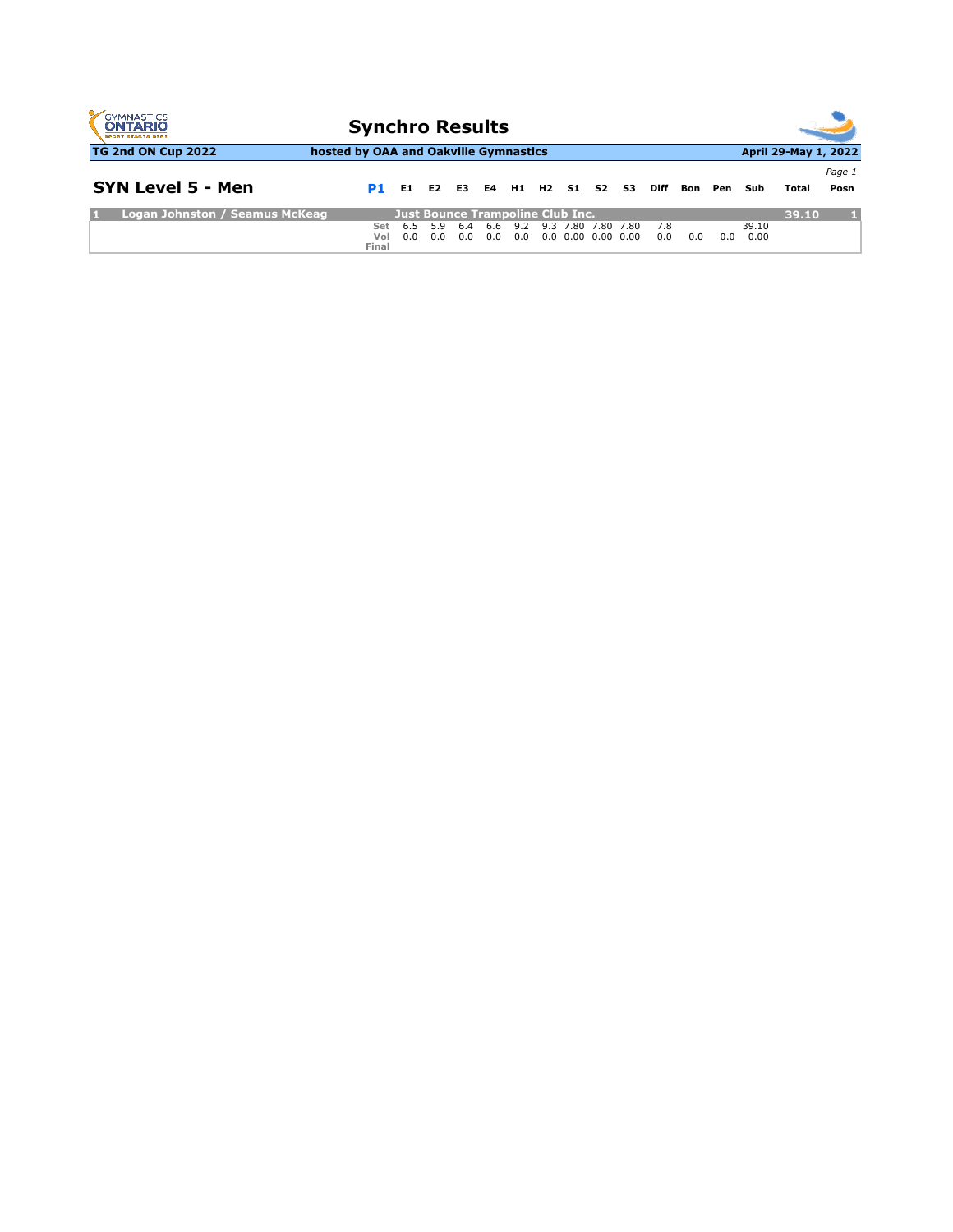# Synchro Results

**TG 2nd ON Cup 2022** | **hosted by OAA and Oakville Gymnastics** | **April 29-May 1, 2022**

## SYN Level 5 - Men

| | P1 | E1 | E2 | E3 | E4 | H1 | H2 | S1 | S2 | S3 | Diff | Bon | Pen | Sub | Total | Posn |
|---|---|---|---|---|---|---|---|---|---|---|---|---|---|---|---|---|
| **1 Logan Johnston / Seamus McKeag** | **Just Bounce Trampoline Club Inc.** | | | | | | | | | | | | | | **39.10** | **1** |
| | Set | 6.5 | 5.9 | 6.4 | 6.6 | 9.2 | 9.3 | 7.80 | 7.80 | 7.80 | 7.8 | | | 39.10 | | |
| | Vol | 0.0 | 0.0 | 0.0 | 0.0 | 0.0 | 0.0 | 0.00 | 0.00 | 0.00 | 0.0 | 0.0 | 0.0 | 0.00 | | |
| | Final | | | | | | | | | | | | | | | |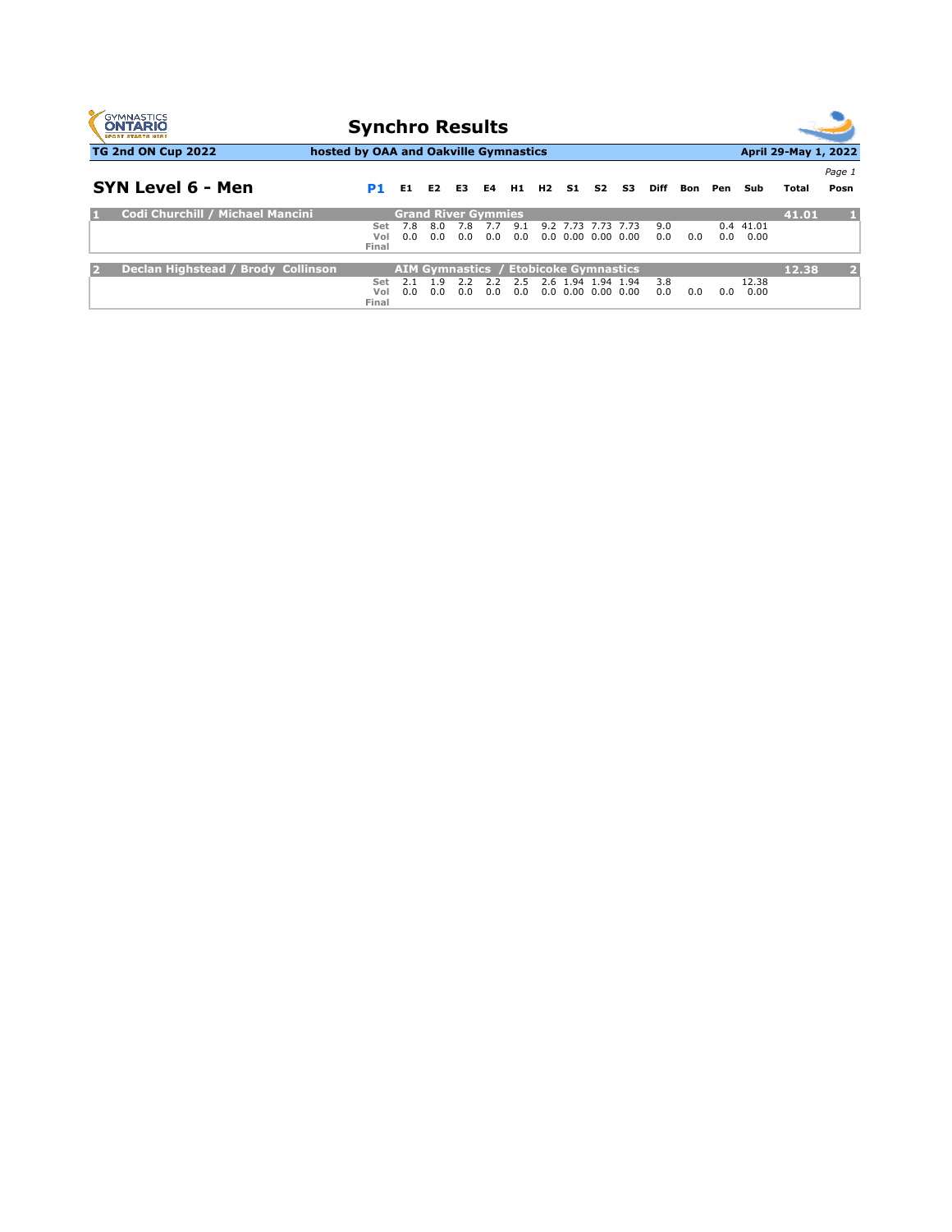# Synchro Results

**TG 2nd ON Cup 2022** | **hosted by OAA and Oakville Gymnastics** | **April 29-May 1, 2022**

## SYN Level 6 - Men

| | Athletes | Club | P1 | E1 | E2 | E3 | E4 | H1 | H2 | S1 | S2 | S3 | Diff | Bon | Pen | Sub | Total | Posn |
|---|---|---|---|---|---|---|---|---|---|---|---|---|---|---|---|---|---|---|
| 1 | Codi Churchill / Michael Mancini | Grand River Gymmies | | | | | | | | | | | | | | | 41.01 | 1 |
| | | | Set | 7.8 | 8.0 | 7.8 | 7.7 | 9.1 | 9.2 | 7.73 | 7.73 | 7.73 | 9.0 | | 0.4 | 41.01 | | |
| | | | Vol | 0.0 | 0.0 | 0.0 | 0.0 | 0.0 | 0.0 | 0.00 | 0.00 | 0.00 | 0.0 | 0.0 | 0.0 | 0.00 | | |
| | | | Final | | | | | | | | | | | | | | | |
| 2 | Declan Highstead / Brody Collinson | AIM Gymnastics / Etobicoke Gymnastics | | | | | | | | | | | | | | | 12.38 | 2 |
| | | | Set | 2.1 | 1.9 | 2.2 | 2.2 | 2.5 | 2.6 | 1.94 | 1.94 | 1.94 | 3.8 | | | 12.38 | | |
| | | | Vol | 0.0 | 0.0 | 0.0 | 0.0 | 0.0 | 0.0 | 0.00 | 0.00 | 0.00 | 0.0 | 0.0 | 0.0 | 0.00 | | |
| | | | Final | | | | | | | | | | | | | | | |